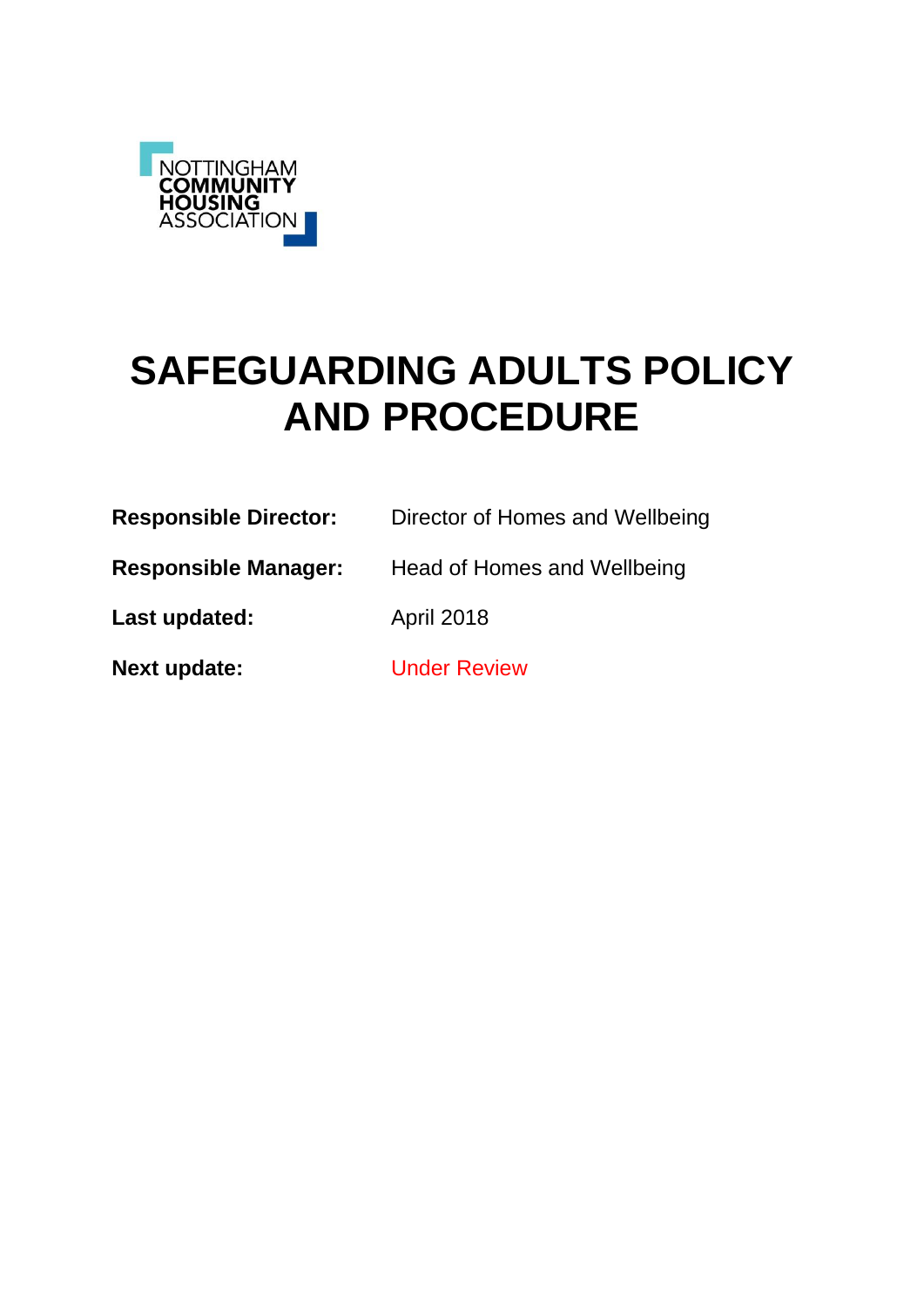NOTTINGHAM
COMMUNITY
HOUSING
ASSOCIATION

# SAFEGUARDING ADULTS POLICY AND PROCEDURE

**Responsible Director:** Director of Homes and Wellbeing

**Responsible Manager:** Head of Homes and Wellbeing

**Last updated:** April 2018

**Next update:** Under Review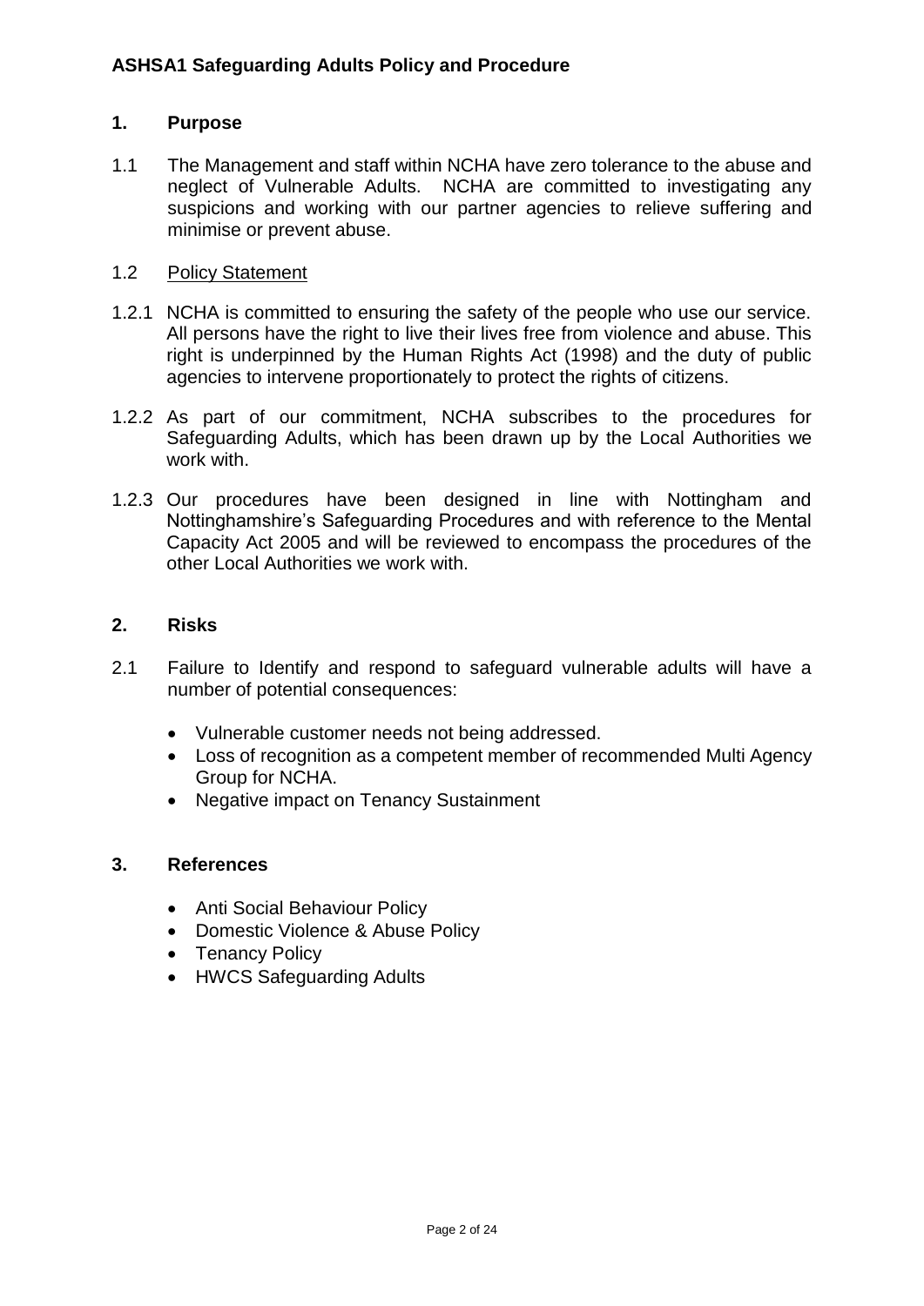**ASHSA1 Safeguarding Adults Policy and Procedure**

## 1. Purpose

1.1 The Management and staff within NCHA have zero tolerance to the abuse and neglect of Vulnerable Adults. NCHA are committed to investigating any suspicions and working with our partner agencies to relieve suffering and minimise or prevent abuse.

1.2 Policy Statement

1.2.1 NCHA is committed to ensuring the safety of the people who use our service. All persons have the right to live their lives free from violence and abuse. This right is underpinned by the Human Rights Act (1998) and the duty of public agencies to intervene proportionately to protect the rights of citizens.

1.2.2 As part of our commitment, NCHA subscribes to the procedures for Safeguarding Adults, which has been drawn up by the Local Authorities we work with.

1.2.3 Our procedures have been designed in line with Nottingham and Nottinghamshire's Safeguarding Procedures and with reference to the Mental Capacity Act 2005 and will be reviewed to encompass the procedures of the other Local Authorities we work with.

## 2. Risks

2.1 Failure to Identify and respond to safeguard vulnerable adults will have a number of potential consequences:

- Vulnerable customer needs not being addressed.
- Loss of recognition as a competent member of recommended Multi Agency Group for NCHA.
- Negative impact on Tenancy Sustainment

## 3. References

- Anti Social Behaviour Policy
- Domestic Violence & Abuse Policy
- Tenancy Policy
- HWCS Safeguarding Adults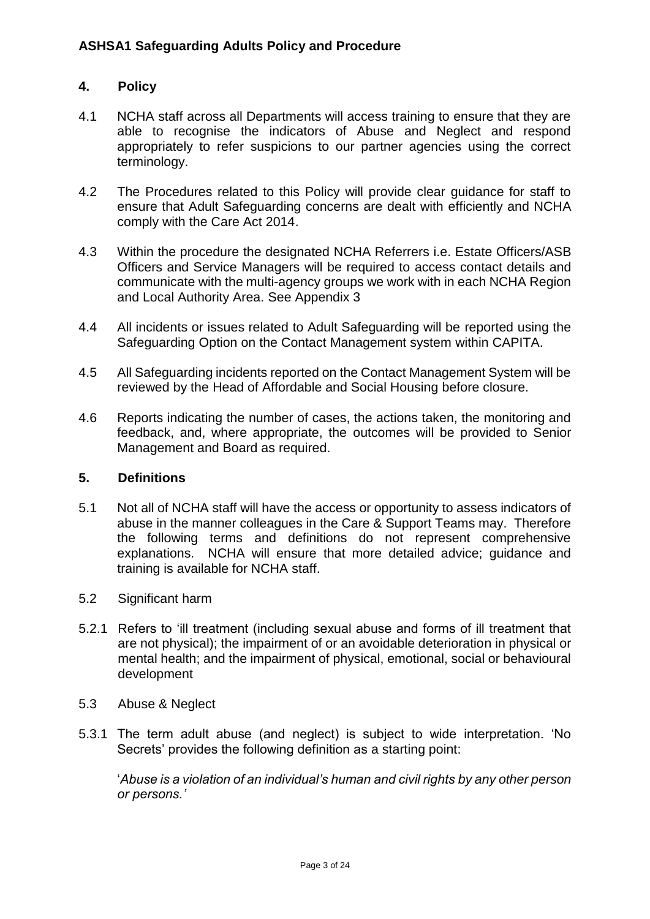## 4. Policy

4.1 NCHA staff across all Departments will access training to ensure that they are able to recognise the indicators of Abuse and Neglect and respond appropriately to refer suspicions to our partner agencies using the correct terminology.

4.2 The Procedures related to this Policy will provide clear guidance for staff to ensure that Adult Safeguarding concerns are dealt with efficiently and NCHA comply with the Care Act 2014.

4.3 Within the procedure the designated NCHA Referrers i.e. Estate Officers/ASB Officers and Service Managers will be required to access contact details and communicate with the multi-agency groups we work with in each NCHA Region and Local Authority Area. See Appendix 3

4.4 All incidents or issues related to Adult Safeguarding will be reported using the Safeguarding Option on the Contact Management system within CAPITA.

4.5 All Safeguarding incidents reported on the Contact Management System will be reviewed by the Head of Affordable and Social Housing before closure.

4.6 Reports indicating the number of cases, the actions taken, the monitoring and feedback, and, where appropriate, the outcomes will be provided to Senior Management and Board as required.

## 5. Definitions

5.1 Not all of NCHA staff will have the access or opportunity to assess indicators of abuse in the manner colleagues in the Care & Support Teams may. Therefore the following terms and definitions do not represent comprehensive explanations. NCHA will ensure that more detailed advice; guidance and training is available for NCHA staff.

5.2 Significant harm

5.2.1 Refers to 'ill treatment (including sexual abuse and forms of ill treatment that are not physical); the impairment of or an avoidable deterioration in physical or mental health; and the impairment of physical, emotional, social or behavioural development

5.3 Abuse & Neglect

5.3.1 The term adult abuse (and neglect) is subject to wide interpretation. 'No Secrets' provides the following definition as a starting point:

'*Abuse is a violation of an individual's human and civil rights by any other person or persons.'*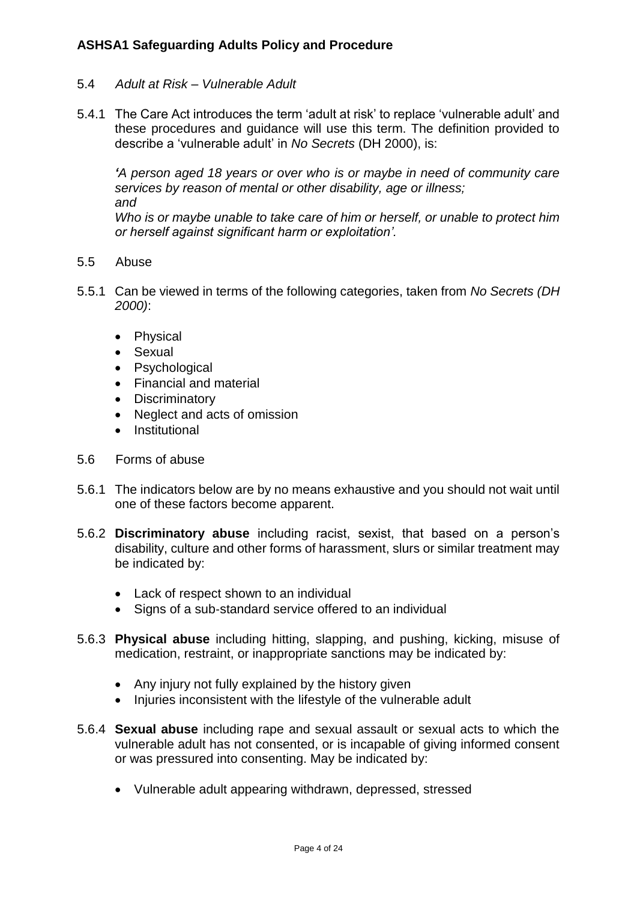5.4 *Adult at Risk – Vulnerable Adult*

5.4.1 The Care Act introduces the term 'adult at risk' to replace 'vulnerable adult' and these procedures and guidance will use this term. The definition provided to describe a 'vulnerable adult' in *No Secrets* (DH 2000), is:

*'A person aged 18 years or over who is or maybe in need of community care services by reason of mental or other disability, age or illness;*
*and*
*Who is or maybe unable to take care of him or herself, or unable to protect him or herself against significant harm or exploitation'.*

5.5 Abuse

5.5.1 Can be viewed in terms of the following categories, taken from *No Secrets (DH 2000)*:

- Physical
- Sexual
- Psychological
- Financial and material
- Discriminatory
- Neglect and acts of omission
- Institutional

5.6 Forms of abuse

5.6.1 The indicators below are by no means exhaustive and you should not wait until one of these factors become apparent.

5.6.2 **Discriminatory abuse** including racist, sexist, that based on a person's disability, culture and other forms of harassment, slurs or similar treatment may be indicated by:

- Lack of respect shown to an individual
- Signs of a sub-standard service offered to an individual

5.6.3 **Physical abuse** including hitting, slapping, and pushing, kicking, misuse of medication, restraint, or inappropriate sanctions may be indicated by:

- Any injury not fully explained by the history given
- Injuries inconsistent with the lifestyle of the vulnerable adult

5.6.4 **Sexual abuse** including rape and sexual assault or sexual acts to which the vulnerable adult has not consented, or is incapable of giving informed consent or was pressured into consenting. May be indicated by:

- Vulnerable adult appearing withdrawn, depressed, stressed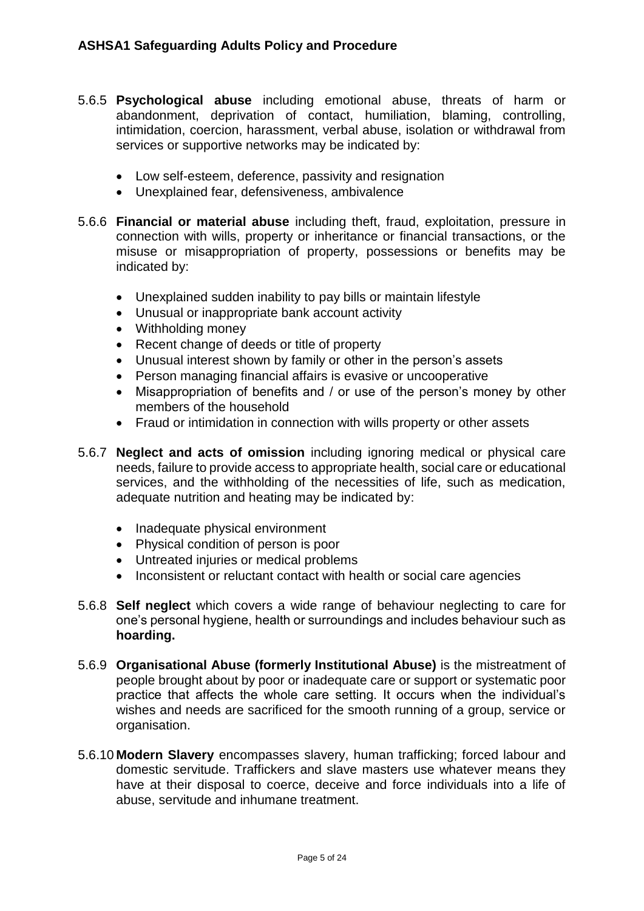5.6.5 **Psychological abuse** including emotional abuse, threats of harm or abandonment, deprivation of contact, humiliation, blaming, controlling, intimidation, coercion, harassment, verbal abuse, isolation or withdrawal from services or supportive networks may be indicated by:

- Low self-esteem, deference, passivity and resignation
- Unexplained fear, defensiveness, ambivalence

5.6.6 **Financial or material abuse** including theft, fraud, exploitation, pressure in connection with wills, property or inheritance or financial transactions, or the misuse or misappropriation of property, possessions or benefits may be indicated by:

- Unexplained sudden inability to pay bills or maintain lifestyle
- Unusual or inappropriate bank account activity
- Withholding money
- Recent change of deeds or title of property
- Unusual interest shown by family or other in the person's assets
- Person managing financial affairs is evasive or uncooperative
- Misappropriation of benefits and / or use of the person's money by other members of the household
- Fraud or intimidation in connection with wills property or other assets

5.6.7 **Neglect and acts of omission** including ignoring medical or physical care needs, failure to provide access to appropriate health, social care or educational services, and the withholding of the necessities of life, such as medication, adequate nutrition and heating may be indicated by:

- Inadequate physical environment
- Physical condition of person is poor
- Untreated injuries or medical problems
- Inconsistent or reluctant contact with health or social care agencies

5.6.8 **Self neglect** which covers a wide range of behaviour neglecting to care for one's personal hygiene, health or surroundings and includes behaviour such as **hoarding.**

5.6.9 **Organisational Abuse (formerly Institutional Abuse)** is the mistreatment of people brought about by poor or inadequate care or support or systematic poor practice that affects the whole care setting. It occurs when the individual's wishes and needs are sacrificed for the smooth running of a group, service or organisation.

5.6.10 **Modern Slavery** encompasses slavery, human trafficking; forced labour and domestic servitude. Traffickers and slave masters use whatever means they have at their disposal to coerce, deceive and force individuals into a life of abuse, servitude and inhumane treatment.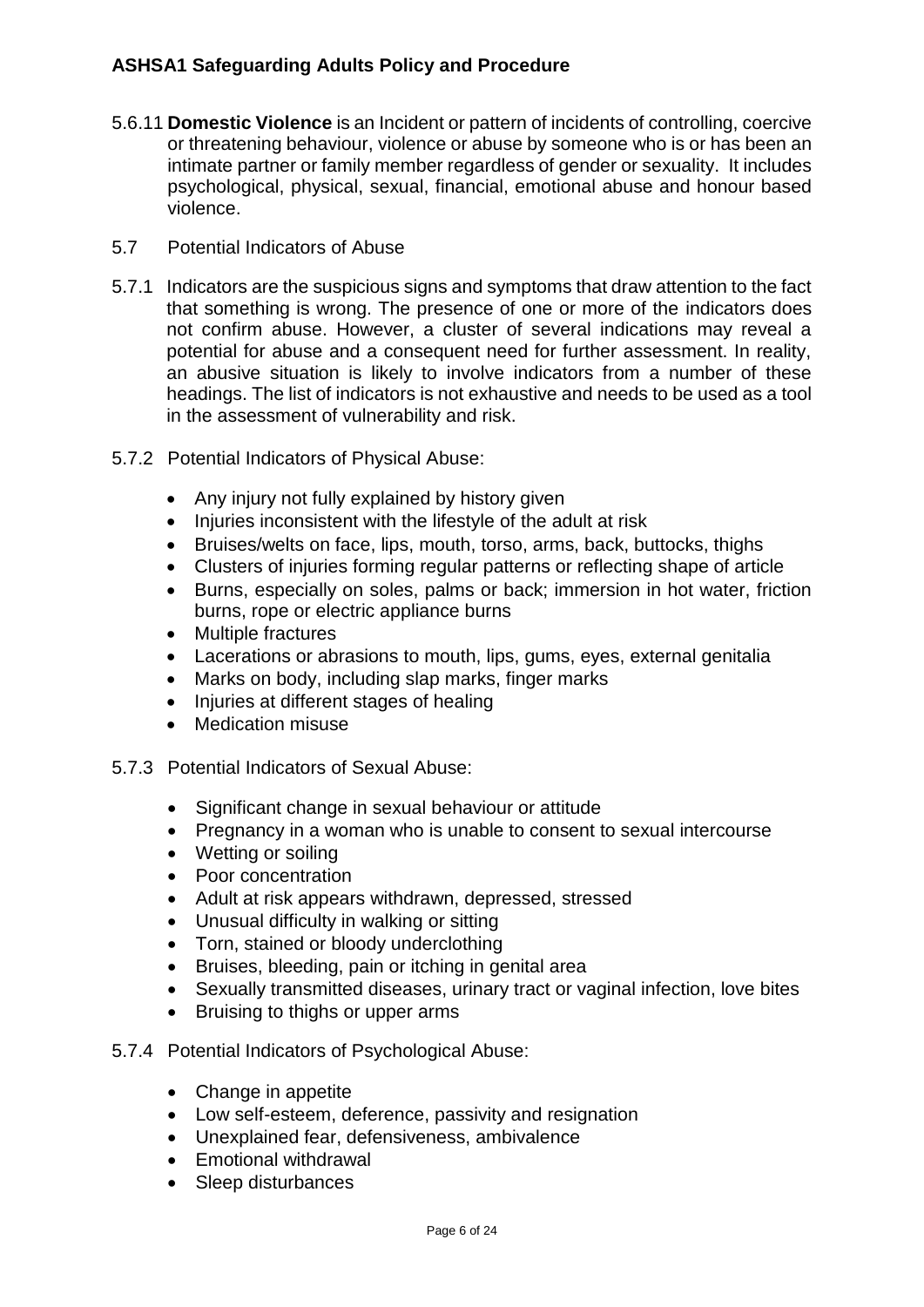5.6.11 **Domestic Violence** is an Incident or pattern of incidents of controlling, coercive or threatening behaviour, violence or abuse by someone who is or has been an intimate partner or family member regardless of gender or sexuality. It includes psychological, physical, sexual, financial, emotional abuse and honour based violence.

5.7 Potential Indicators of Abuse

5.7.1 Indicators are the suspicious signs and symptoms that draw attention to the fact that something is wrong. The presence of one or more of the indicators does not confirm abuse. However, a cluster of several indications may reveal a potential for abuse and a consequent need for further assessment. In reality, an abusive situation is likely to involve indicators from a number of these headings. The list of indicators is not exhaustive and needs to be used as a tool in the assessment of vulnerability and risk.

5.7.2 Potential Indicators of Physical Abuse:

- Any injury not fully explained by history given
- Injuries inconsistent with the lifestyle of the adult at risk
- Bruises/welts on face, lips, mouth, torso, arms, back, buttocks, thighs
- Clusters of injuries forming regular patterns or reflecting shape of article
- Burns, especially on soles, palms or back; immersion in hot water, friction burns, rope or electric appliance burns
- Multiple fractures
- Lacerations or abrasions to mouth, lips, gums, eyes, external genitalia
- Marks on body, including slap marks, finger marks
- Injuries at different stages of healing
- Medication misuse

5.7.3 Potential Indicators of Sexual Abuse:

- Significant change in sexual behaviour or attitude
- Pregnancy in a woman who is unable to consent to sexual intercourse
- Wetting or soiling
- Poor concentration
- Adult at risk appears withdrawn, depressed, stressed
- Unusual difficulty in walking or sitting
- Torn, stained or bloody underclothing
- Bruises, bleeding, pain or itching in genital area
- Sexually transmitted diseases, urinary tract or vaginal infection, love bites
- Bruising to thighs or upper arms

5.7.4 Potential Indicators of Psychological Abuse:

- Change in appetite
- Low self-esteem, deference, passivity and resignation
- Unexplained fear, defensiveness, ambivalence
- Emotional withdrawal
- Sleep disturbances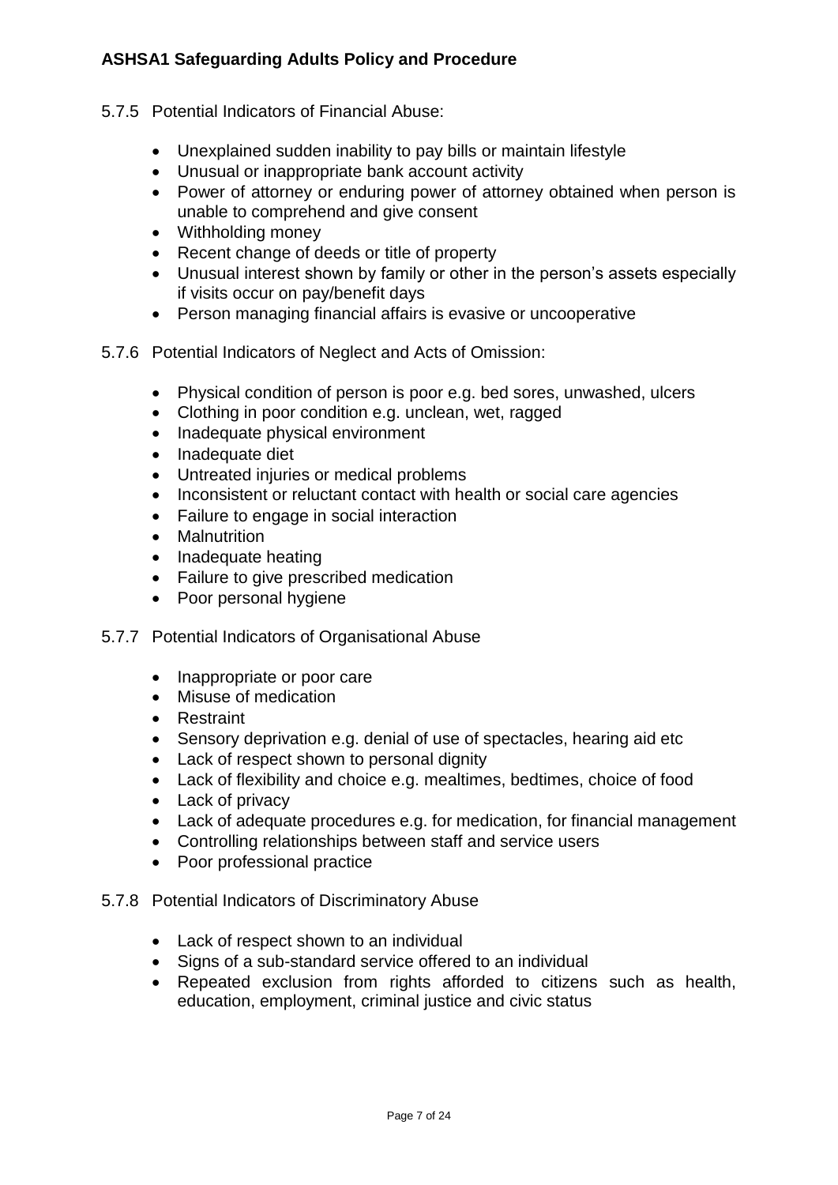5.7.5 Potential Indicators of Financial Abuse:

- Unexplained sudden inability to pay bills or maintain lifestyle
- Unusual or inappropriate bank account activity
- Power of attorney or enduring power of attorney obtained when person is unable to comprehend and give consent
- Withholding money
- Recent change of deeds or title of property
- Unusual interest shown by family or other in the person's assets especially if visits occur on pay/benefit days
- Person managing financial affairs is evasive or uncooperative

5.7.6 Potential Indicators of Neglect and Acts of Omission:

- Physical condition of person is poor e.g. bed sores, unwashed, ulcers
- Clothing in poor condition e.g. unclean, wet, ragged
- Inadequate physical environment
- Inadequate diet
- Untreated injuries or medical problems
- Inconsistent or reluctant contact with health or social care agencies
- Failure to engage in social interaction
- Malnutrition
- Inadequate heating
- Failure to give prescribed medication
- Poor personal hygiene

5.7.7 Potential Indicators of Organisational Abuse

- Inappropriate or poor care
- Misuse of medication
- Restraint
- Sensory deprivation e.g. denial of use of spectacles, hearing aid etc
- Lack of respect shown to personal dignity
- Lack of flexibility and choice e.g. mealtimes, bedtimes, choice of food
- Lack of privacy
- Lack of adequate procedures e.g. for medication, for financial management
- Controlling relationships between staff and service users
- Poor professional practice

5.7.8 Potential Indicators of Discriminatory Abuse

- Lack of respect shown to an individual
- Signs of a sub-standard service offered to an individual
- Repeated exclusion from rights afforded to citizens such as health, education, employment, criminal justice and civic status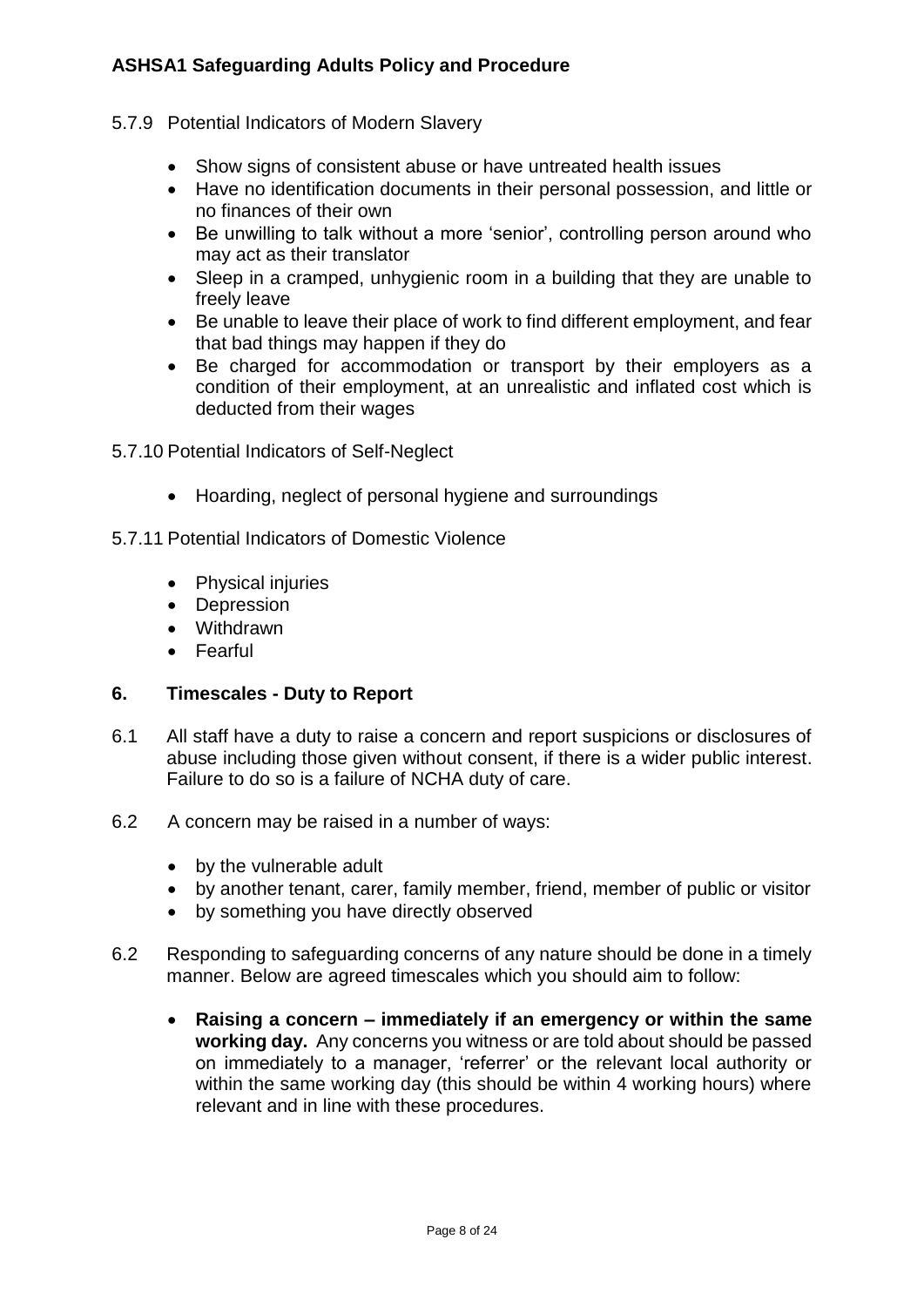5.7.9 Potential Indicators of Modern Slavery

- Show signs of consistent abuse or have untreated health issues
- Have no identification documents in their personal possession, and little or no finances of their own
- Be unwilling to talk without a more 'senior', controlling person around who may act as their translator
- Sleep in a cramped, unhygienic room in a building that they are unable to freely leave
- Be unable to leave their place of work to find different employment, and fear that bad things may happen if they do
- Be charged for accommodation or transport by their employers as a condition of their employment, at an unrealistic and inflated cost which is deducted from their wages

5.7.10 Potential Indicators of Self-Neglect

- Hoarding, neglect of personal hygiene and surroundings

5.7.11 Potential Indicators of Domestic Violence

- Physical injuries
- Depression
- Withdrawn
- Fearful

## 6. Timescales - Duty to Report

6.1 All staff have a duty to raise a concern and report suspicions or disclosures of abuse including those given without consent, if there is a wider public interest. Failure to do so is a failure of NCHA duty of care.

6.2 A concern may be raised in a number of ways:

- by the vulnerable adult
- by another tenant, carer, family member, friend, member of public or visitor
- by something you have directly observed

6.2 Responding to safeguarding concerns of any nature should be done in a timely manner. Below are agreed timescales which you should aim to follow:

- **Raising a concern – immediately if an emergency or within the same working day.** Any concerns you witness or are told about should be passed on immediately to a manager, 'referrer' or the relevant local authority or within the same working day (this should be within 4 working hours) where relevant and in line with these procedures.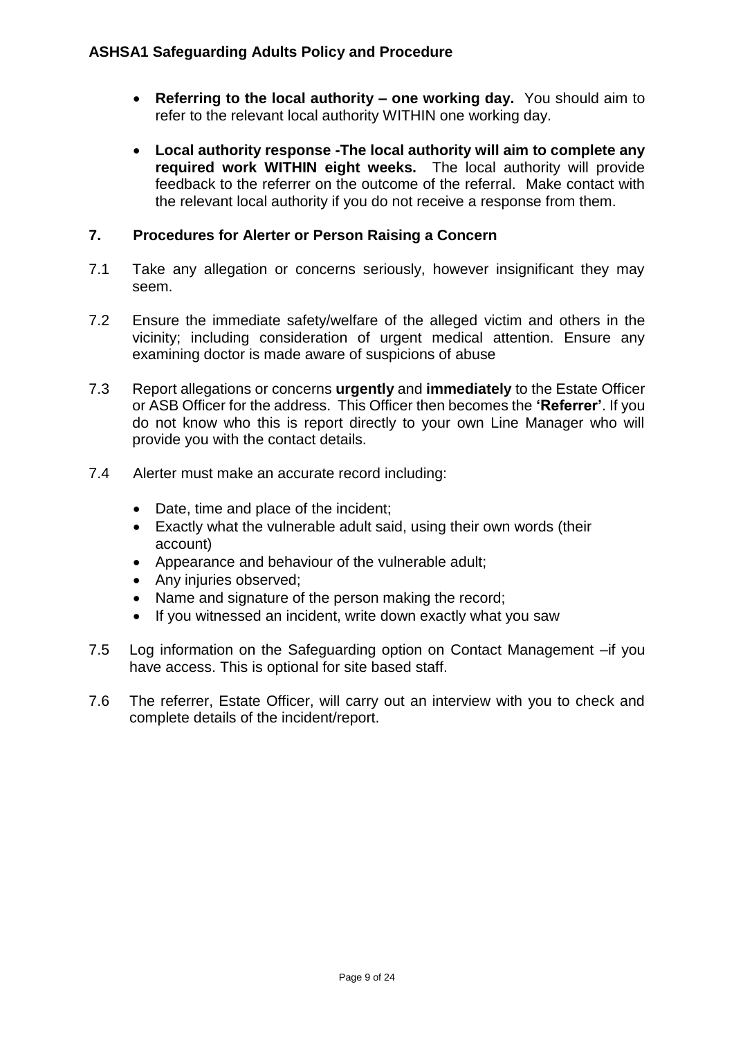- **Referring to the local authority – one working day.** You should aim to refer to the relevant local authority WITHIN one working day.

- **Local authority response -The local authority will aim to complete any required work WITHIN eight weeks.** The local authority will provide feedback to the referrer on the outcome of the referral. Make contact with the relevant local authority if you do not receive a response from them.

## 7. Procedures for Alerter or Person Raising a Concern

7.1 Take any allegation or concerns seriously, however insignificant they may seem.

7.2 Ensure the immediate safety/welfare of the alleged victim and others in the vicinity; including consideration of urgent medical attention. Ensure any examining doctor is made aware of suspicions of abuse

7.3 Report allegations or concerns **urgently** and **immediately** to the Estate Officer or ASB Officer for the address. This Officer then becomes the **'Referrer'**. If you do not know who this is report directly to your own Line Manager who will provide you with the contact details.

7.4 Alerter must make an accurate record including:

- Date, time and place of the incident;
- Exactly what the vulnerable adult said, using their own words (their account)
- Appearance and behaviour of the vulnerable adult;
- Any injuries observed;
- Name and signature of the person making the record;
- If you witnessed an incident, write down exactly what you saw

7.5 Log information on the Safeguarding option on Contact Management –if you have access. This is optional for site based staff.

7.6 The referrer, Estate Officer, will carry out an interview with you to check and complete details of the incident/report.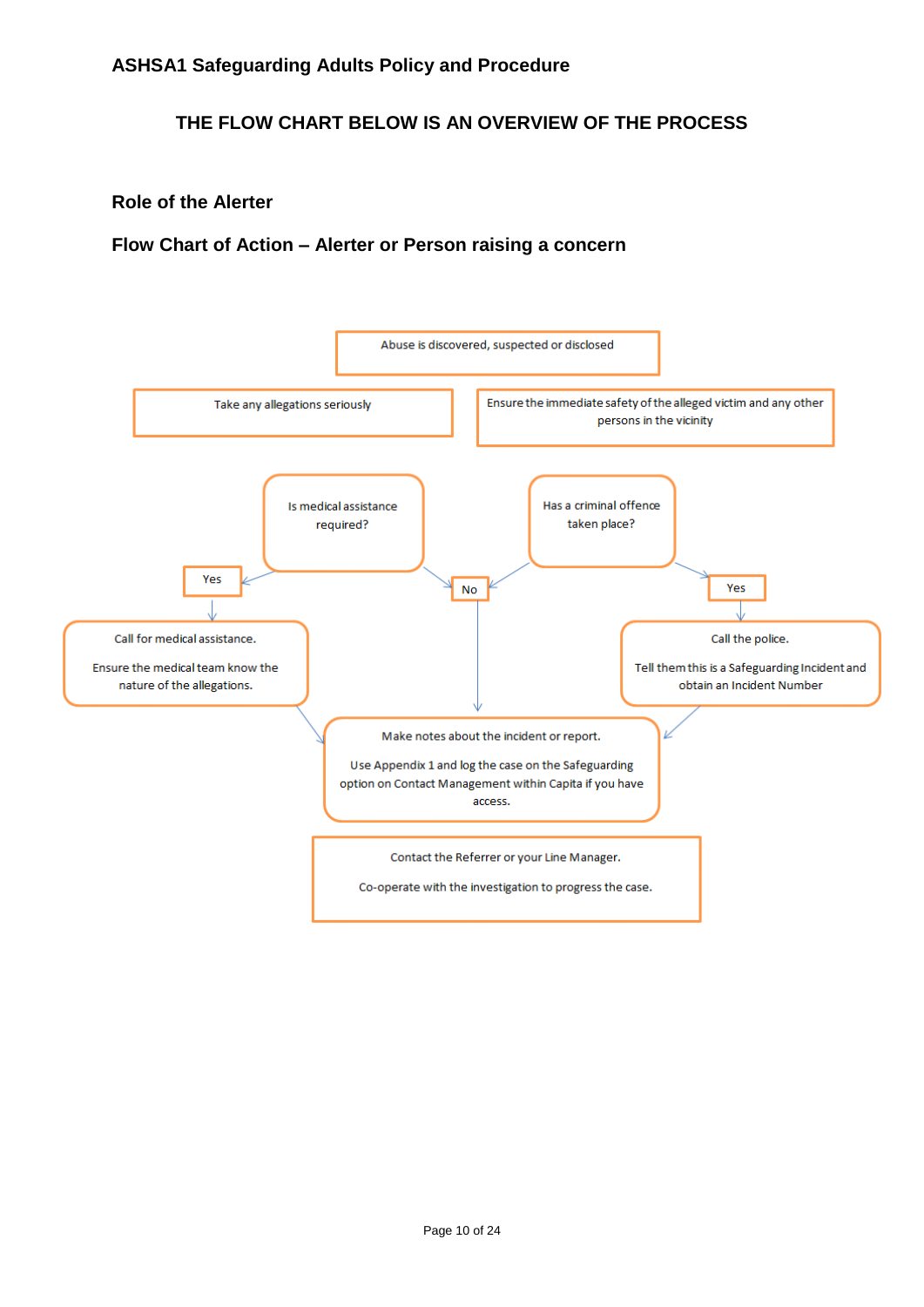ASHSA1 Safeguarding Adults Policy and Procedure

## THE FLOW CHART BELOW IS AN OVERVIEW OF THE PROCESS

### Role of the Alerter

### Flow Chart of Action – Alerter or Person raising a concern

Abuse is discovered, suspected or disclosed

Take any allegations seriously

Ensure the immediate safety of the alleged victim and any other persons in the vicinity

Is medical assistance required?

Has a criminal offence taken place?

Yes

No

Yes

Call for medical assistance.

Ensure the medical team know the nature of the allegations.

Call the police.

Tell them this is a Safeguarding Incident and obtain an Incident Number

Make notes about the incident or report.

Use Appendix 1 and log the case on the Safeguarding option on Contact Management within Capita if you have access.

Contact the Referrer or your Line Manager.

Co-operate with the investigation to progress the case.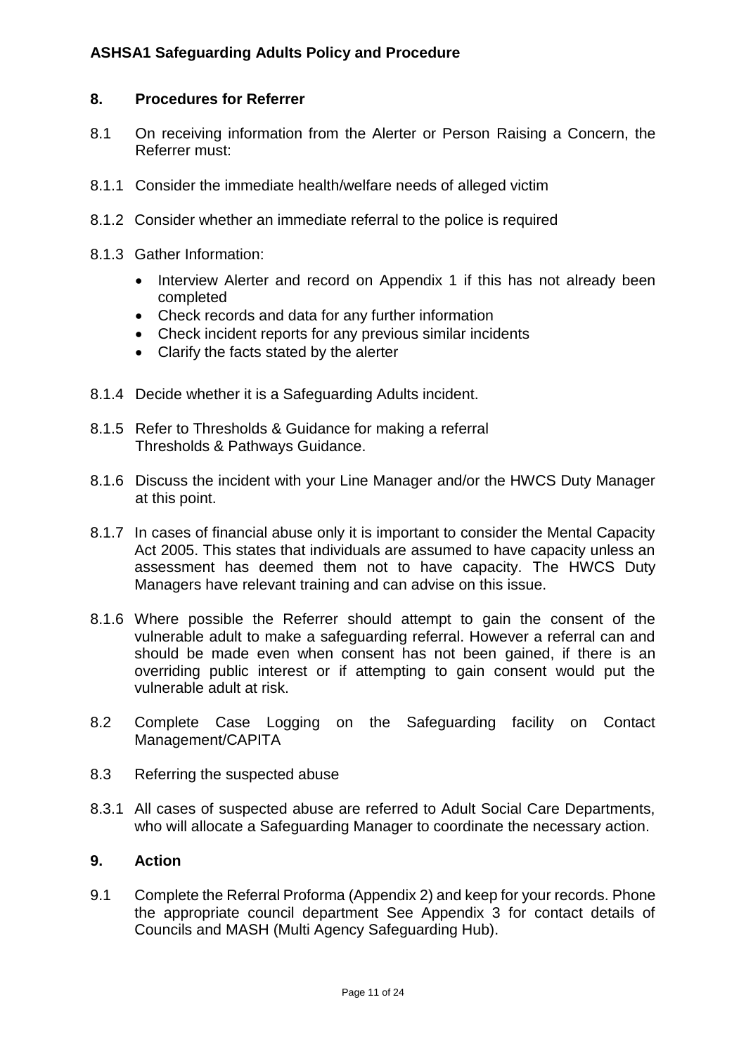## 8. Procedures for Referrer

8.1 On receiving information from the Alerter or Person Raising a Concern, the Referrer must:

8.1.1 Consider the immediate health/welfare needs of alleged victim

8.1.2 Consider whether an immediate referral to the police is required

8.1.3 Gather Information:

- Interview Alerter and record on Appendix 1 if this has not already been completed
- Check records and data for any further information
- Check incident reports for any previous similar incidents
- Clarify the facts stated by the alerter

8.1.4 Decide whether it is a Safeguarding Adults incident.

8.1.5 Refer to Thresholds & Guidance for making a referral Thresholds & Pathways Guidance.

8.1.6 Discuss the incident with your Line Manager and/or the HWCS Duty Manager at this point.

8.1.7 In cases of financial abuse only it is important to consider the Mental Capacity Act 2005. This states that individuals are assumed to have capacity unless an assessment has deemed them not to have capacity. The HWCS Duty Managers have relevant training and can advise on this issue.

8.1.6 Where possible the Referrer should attempt to gain the consent of the vulnerable adult to make a safeguarding referral. However a referral can and should be made even when consent has not been gained, if there is an overriding public interest or if attempting to gain consent would put the vulnerable adult at risk.

8.2 Complete Case Logging on the Safeguarding facility on Contact Management/CAPITA

8.3 Referring the suspected abuse

8.3.1 All cases of suspected abuse are referred to Adult Social Care Departments, who will allocate a Safeguarding Manager to coordinate the necessary action.

## 9. Action

9.1 Complete the Referral Proforma (Appendix 2) and keep for your records. Phone the appropriate council department See Appendix 3 for contact details of Councils and MASH (Multi Agency Safeguarding Hub).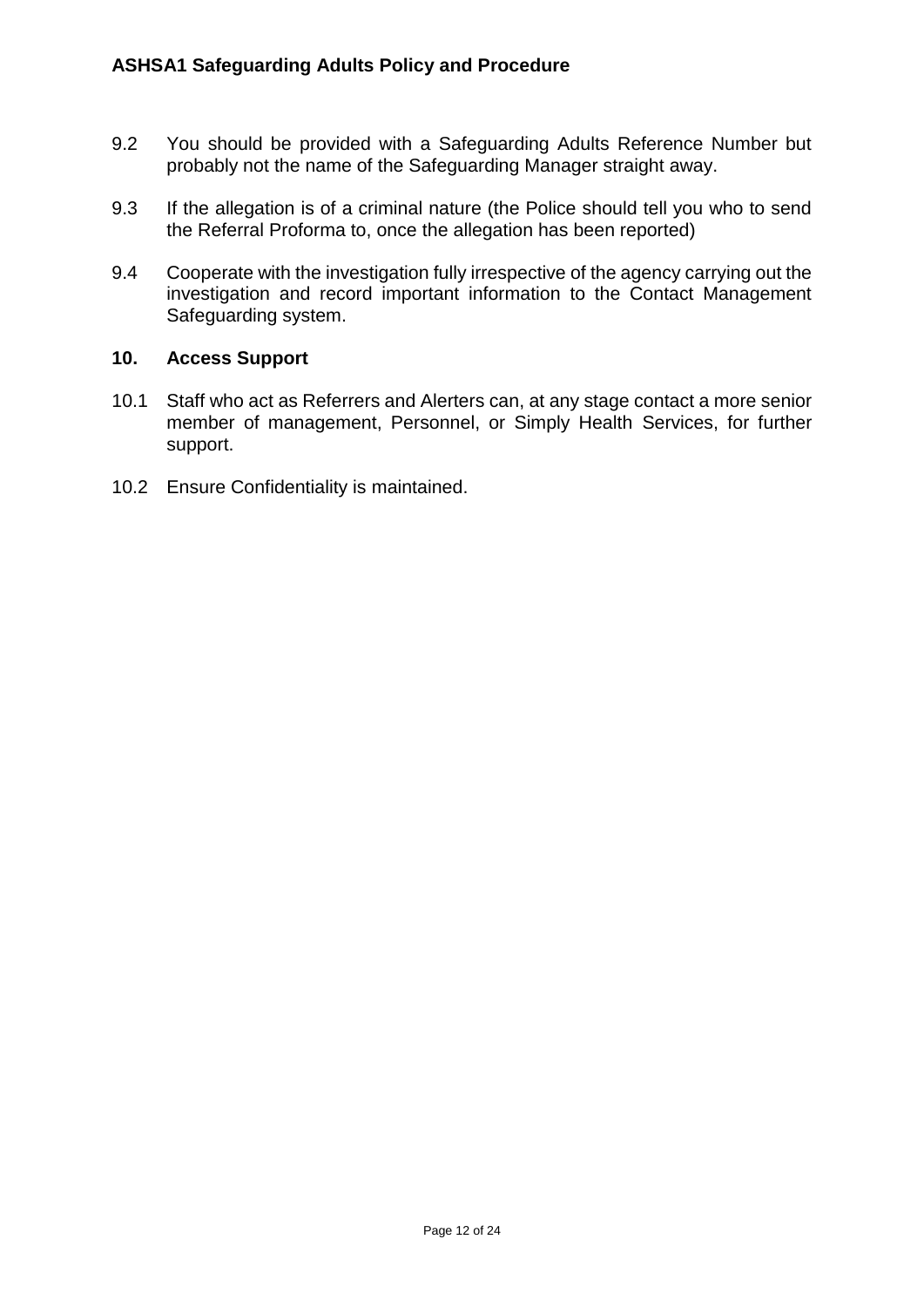9.2 You should be provided with a Safeguarding Adults Reference Number but probably not the name of the Safeguarding Manager straight away.

9.3 If the allegation is of a criminal nature (the Police should tell you who to send the Referral Proforma to, once the allegation has been reported)

9.4 Cooperate with the investigation fully irrespective of the agency carrying out the investigation and record important information to the Contact Management Safeguarding system.

## 10. Access Support

10.1 Staff who act as Referrers and Alerters can, at any stage contact a more senior member of management, Personnel, or Simply Health Services, for further support.

10.2 Ensure Confidentiality is maintained.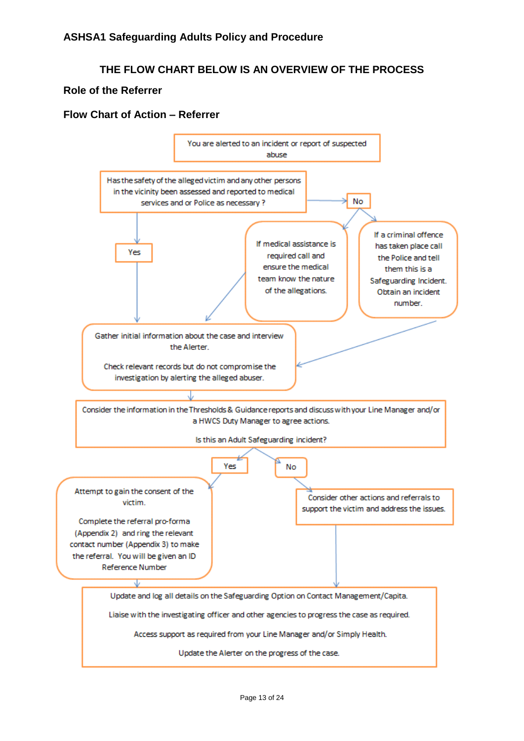## THE FLOW CHART BELOW IS AN OVERVIEW OF THE PROCESS

### Role of the Referrer

### Flow Chart of Action – Referrer

You are alerted to an incident or report of suspected abuse

Has the safety of the alleged victim and any other persons in the vicinity been assessed and reported to medical services and or Police as necessary ?

Yes

No

If medical assistance is required call and ensure the medical team know the nature of the allegations.

If a criminal offence has taken place call the Police and tell them this is a Safeguarding Incident. Obtain an incident number.

Gather initial information about the case and interview the Alerter.

Check relevant records but do not compromise the investigation by alerting the alleged abuser.

Consider the information in the Thresholds & Guidance reports and discuss with your Line Manager and/or a HWCS Duty Manager to agree actions.

Is this an Adult Safeguarding incident?

Yes

No

Attempt to gain the consent of the victim.

Complete the referral pro-forma (Appendix 2) and ring the relevant contact number (Appendix 3) to make the referral. You will be given an ID Reference Number

Consider other actions and referrals to support the victim and address the issues.

Update and log all details on the Safeguarding Option on Contact Management/Capita.

Liaise with the investigating officer and other agencies to progress the case as required.

Access support as required from your Line Manager and/or Simply Health.

Update the Alerter on the progress of the case.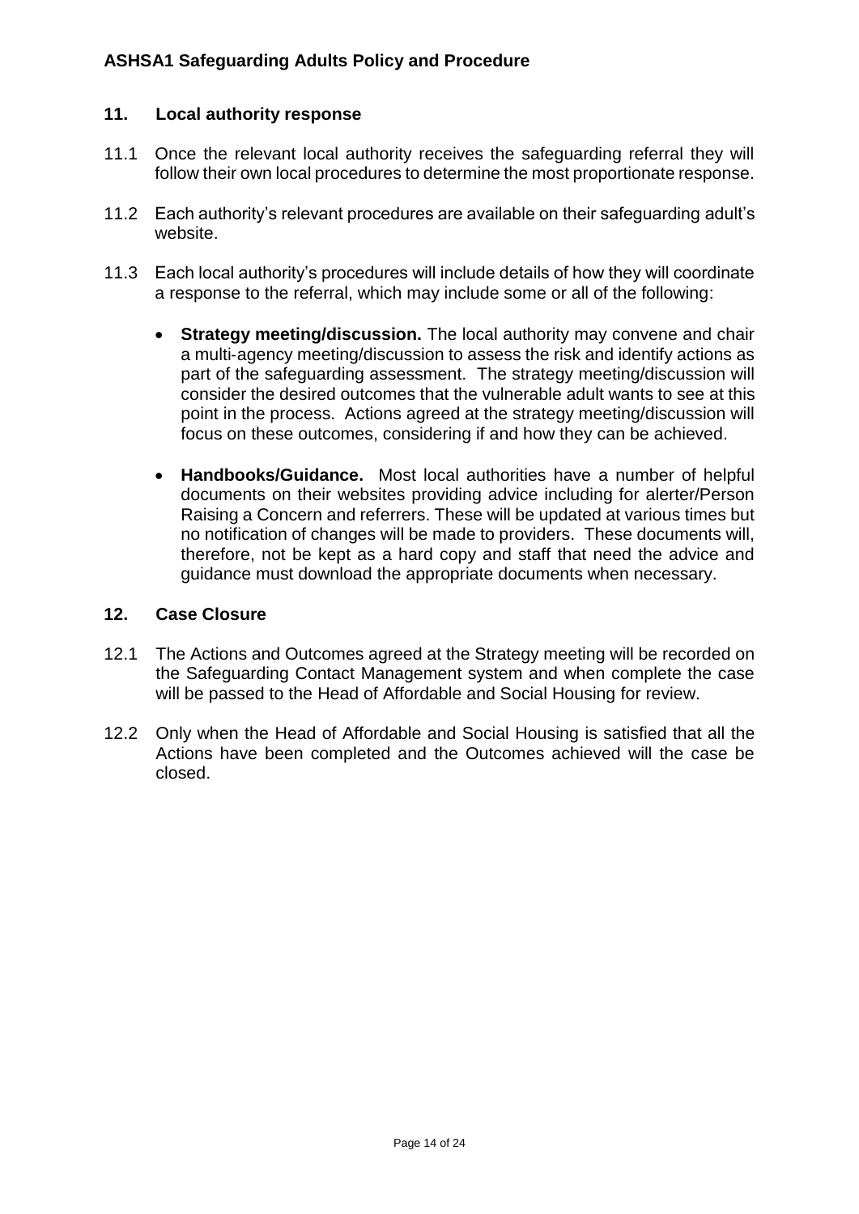## 11. Local authority response

11.1 Once the relevant local authority receives the safeguarding referral they will follow their own local procedures to determine the most proportionate response.

11.2 Each authority's relevant procedures are available on their safeguarding adult's website.

11.3 Each local authority's procedures will include details of how they will coordinate a response to the referral, which may include some or all of the following:

- **Strategy meeting/discussion.** The local authority may convene and chair a multi-agency meeting/discussion to assess the risk and identify actions as part of the safeguarding assessment. The strategy meeting/discussion will consider the desired outcomes that the vulnerable adult wants to see at this point in the process. Actions agreed at the strategy meeting/discussion will focus on these outcomes, considering if and how they can be achieved.

- **Handbooks/Guidance.** Most local authorities have a number of helpful documents on their websites providing advice including for alerter/Person Raising a Concern and referrers. These will be updated at various times but no notification of changes will be made to providers. These documents will, therefore, not be kept as a hard copy and staff that need the advice and guidance must download the appropriate documents when necessary.

## 12. Case Closure

12.1 The Actions and Outcomes agreed at the Strategy meeting will be recorded on the Safeguarding Contact Management system and when complete the case will be passed to the Head of Affordable and Social Housing for review.

12.2 Only when the Head of Affordable and Social Housing is satisfied that all the Actions have been completed and the Outcomes achieved will the case be closed.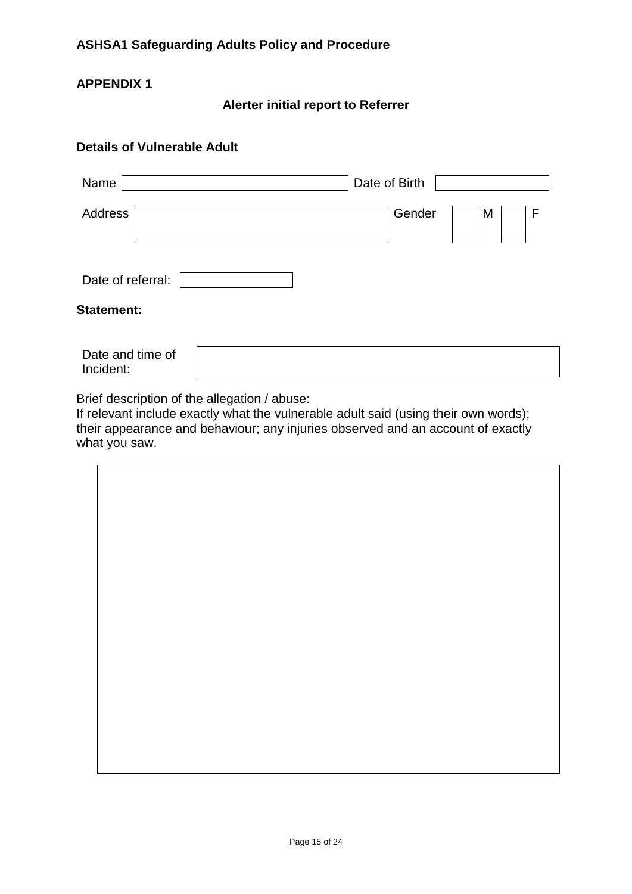## APPENDIX 1

### Alerter initial report to Referrer

### Details of Vulnerable Adult

| | | | |
|---|---|---|---|
| Name | | Date of Birth | |
| Address | | Gender | M [ ] F [ ] |

Date of referral:

### Statement:

| | |
|---|---|
| Date and time of Incident: | |

Brief description of the allegation / abuse:
If relevant include exactly what the vulnerable adult said (using their own words); their appearance and behaviour; any injuries observed and an account of exactly what you saw.

| |
|---|
| |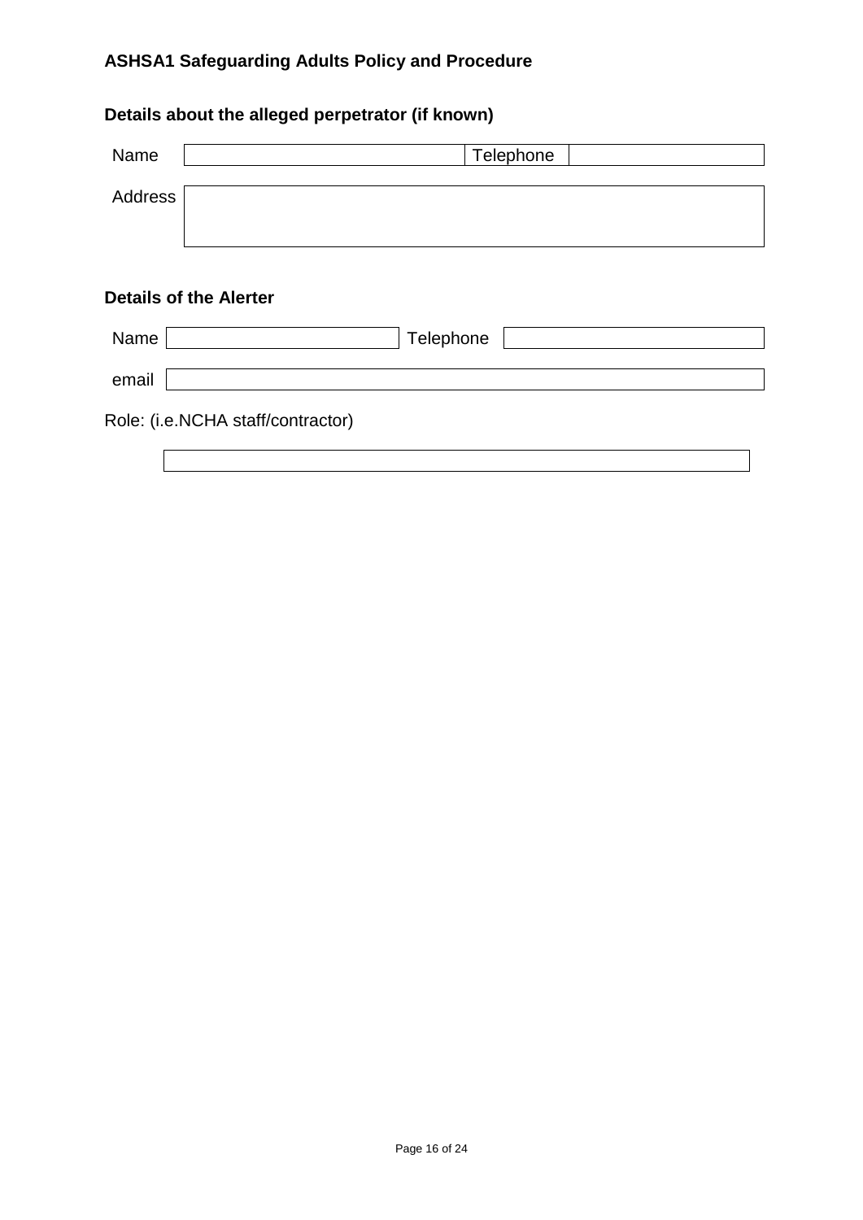## Details about the alleged perpetrator (if known)

| Name | | Telephone | |
|---|---|---|---|

| Address | |
|---|---|

## Details of the Alerter

| Name | | Telephone | |
|---|---|---|---|

| email | |
|---|---|

Role: (i.e.NCHA staff/contractor)

| |
|---|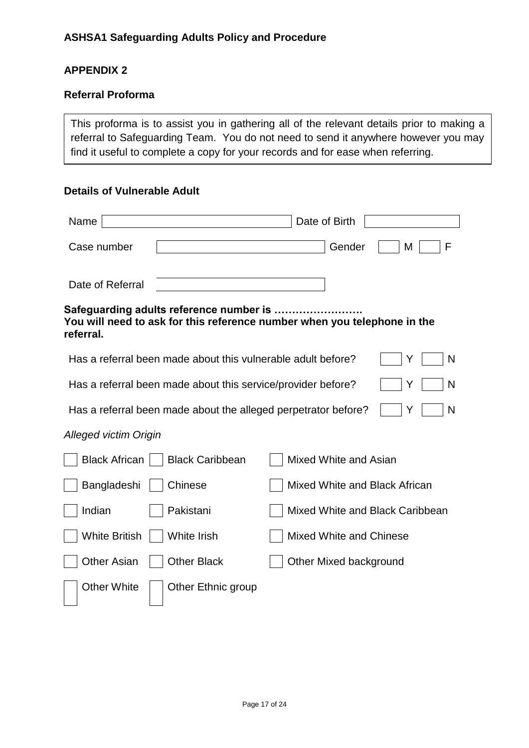**ASHSA1 Safeguarding Adults Policy and Procedure**

## APPENDIX 2

### Referral Proforma

> This proforma is to assist you in gathering all of the relevant details prior to making a referral to Safeguarding Team. You do not need to send it anywhere however you may find it useful to complete a copy for your records and for ease when referring.

### Details of Vulnerable Adult

Name ______________________ Date of Birth ______________

Case number ______________________ Gender ☐ M ☐ F

Date of Referral ______________________

**Safeguarding adults reference number is …………………….**
**You will need to ask for this reference number when you telephone in the referral.**

Has a referral been made about this vulnerable adult before? ☐ Y ☐ N

Has a referral been made about this service/provider before? ☐ Y ☐ N

Has a referral been made about the alleged perpetrator before? ☐ Y ☐ N

*Alleged victim Origin*

| | | |
|---|---|---|
| ☐ Black African | ☐ Black Caribbean | ☐ Mixed White and Asian |
| ☐ Bangladeshi | ☐ Chinese | ☐ Mixed White and Black African |
| ☐ Indian | ☐ Pakistani | ☐ Mixed White and Black Caribbean |
| ☐ White British | ☐ White Irish | ☐ Mixed White and Chinese |
| ☐ Other Asian | ☐ Other Black | ☐ Other Mixed background |
| ☐ Other White | ☐ Other Ethnic group | |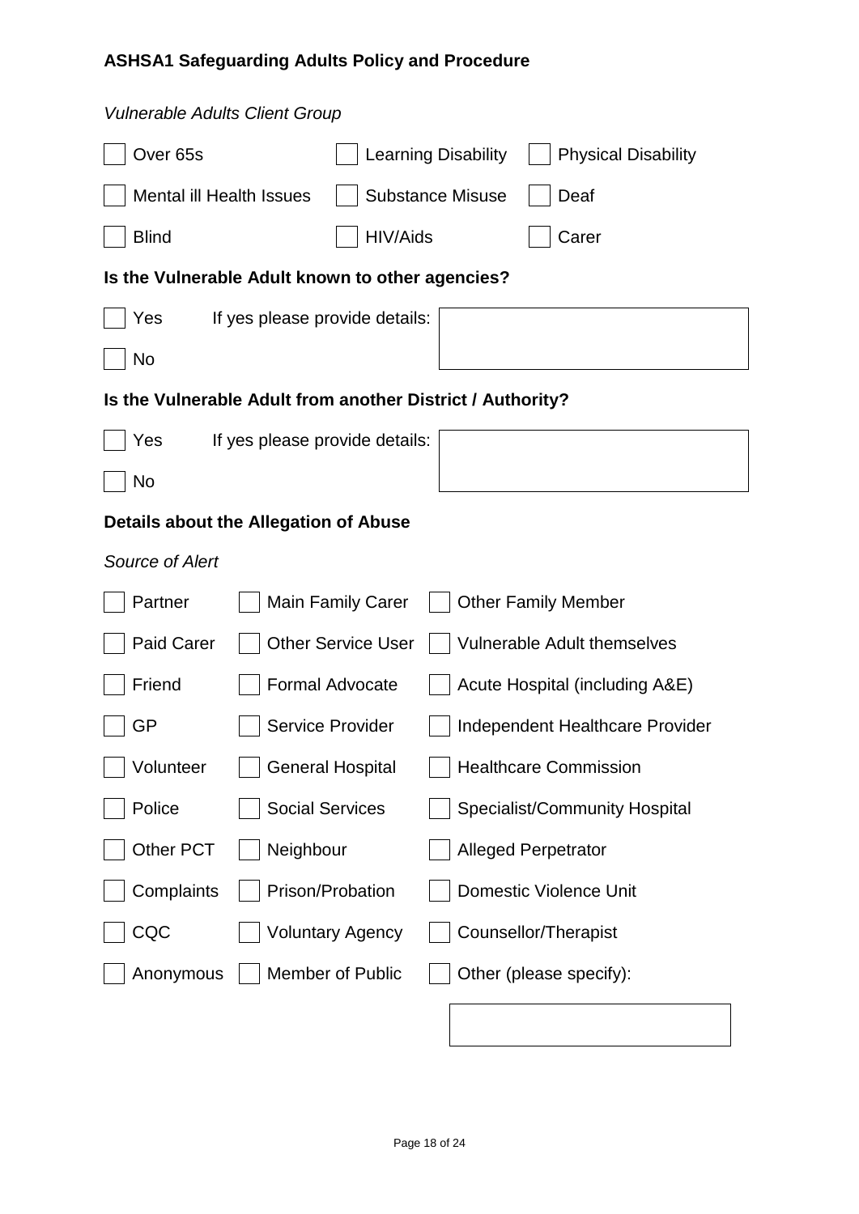**ASHSA1 Safeguarding Adults Policy and Procedure**

*Vulnerable Adults Client Group*

- [ ] Over 65s
- [ ] Learning Disability
- [ ] Physical Disability
- [ ] Mental ill Health Issues
- [ ] Substance Misuse
- [ ] Deaf
- [ ] Blind
- [ ] HIV/Aids
- [ ] Carer

**Is the Vulnerable Adult known to other agencies?**

- [ ] Yes    If yes please provide details:
- [ ] No

**Is the Vulnerable Adult from another District / Authority?**

- [ ] Yes    If yes please provide details:
- [ ] No

**Details about the Allegation of Abuse**

*Source of Alert*

- [ ] Partner
- [ ] Main Family Carer
- [ ] Other Family Member
- [ ] Paid Carer
- [ ] Other Service User
- [ ] Vulnerable Adult themselves
- [ ] Friend
- [ ] Formal Advocate
- [ ] Acute Hospital (including A&E)
- [ ] GP
- [ ] Service Provider
- [ ] Independent Healthcare Provider
- [ ] Volunteer
- [ ] General Hospital
- [ ] Healthcare Commission
- [ ] Police
- [ ] Social Services
- [ ] Specialist/Community Hospital
- [ ] Other PCT
- [ ] Neighbour
- [ ] Alleged Perpetrator
- [ ] Complaints
- [ ] Prison/Probation
- [ ] Domestic Violence Unit
- [ ] CQC
- [ ] Voluntary Agency
- [ ] Counsellor/Therapist
- [ ] Anonymous
- [ ] Member of Public
- [ ] Other (please specify):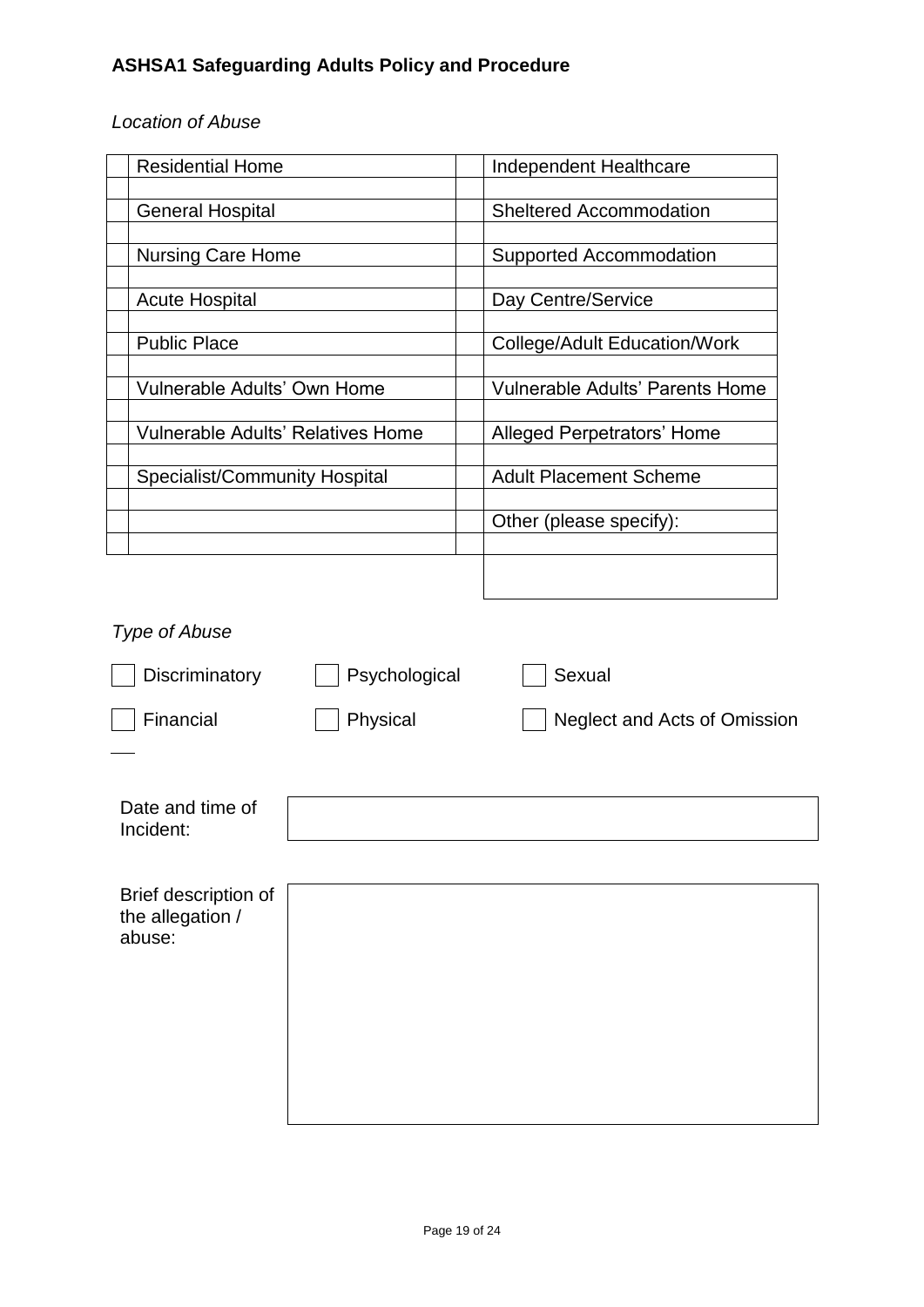**ASHSA1 Safeguarding Adults Policy and Procedure**

*Location of Abuse*

| | | | |
|---|---|---|---|
| | Residential Home | | Independent Healthcare |
| | General Hospital | | Sheltered Accommodation |
| | Nursing Care Home | | Supported Accommodation |
| | Acute Hospital | | Day Centre/Service |
| | Public Place | | College/Adult Education/Work |
| | Vulnerable Adults' Own Home | | Vulnerable Adults' Parents Home |
| | Vulnerable Adults' Relatives Home | | Alleged Perpetrators' Home |
| | Specialist/Community Hospital | | Adult Placement Scheme |
| | | | Other (please specify): |
| | | | |

*Type of Abuse*

☐ Discriminatory ☐ Psychological ☐ Sexual

☐ Financial ☐ Physical ☐ Neglect and Acts of Omission

| | |
|---|---|
| Date and time of Incident: | |

| | |
|---|---|
| Brief description of the allegation / abuse: | |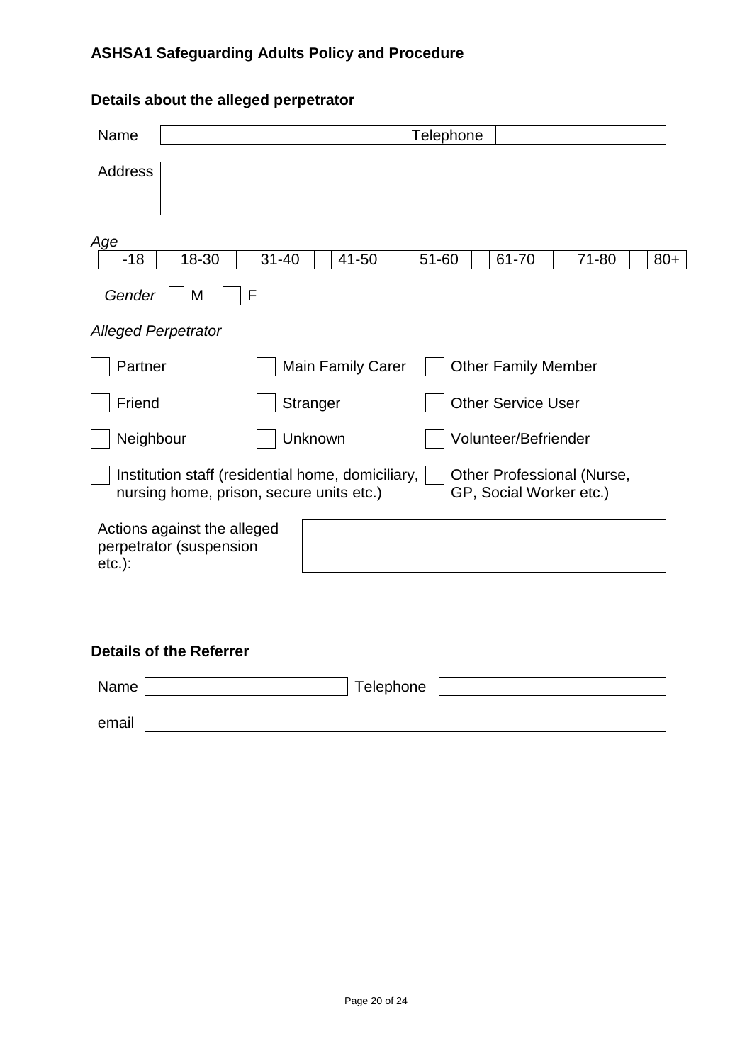**ASHSA1 Safeguarding Adults Policy and Procedure**

## Details about the alleged perpetrator

| Name | | Telephone | |
|---|---|---|---|
| Address | | | |

*Age*

| | -18 | | 18-30 | | 31-40 | | 41-50 | | 51-60 | | 61-70 | | 71-80 | | 80+ |
|---|---|---|---|---|---|---|---|---|---|---|---|---|---|---|---|

*Gender* ☐ M ☐ F

*Alleged Perpetrator*

| | | |
|---|---|---|
| ☐ Partner | ☐ Main Family Carer | ☐ Other Family Member |
| ☐ Friend | ☐ Stranger | ☐ Other Service User |
| ☐ Neighbour | ☐ Unknown | ☐ Volunteer/Befriender |
| ☐ Institution staff (residential home, domiciliary, nursing home, prison, secure units etc.) | | ☐ Other Professional (Nurse, GP, Social Worker etc.) |

| Actions against the alleged perpetrator (suspension etc.): | |
|---|---|

## Details of the Referrer

| Name | | Telephone | |
|---|---|---|---|
| email | | | |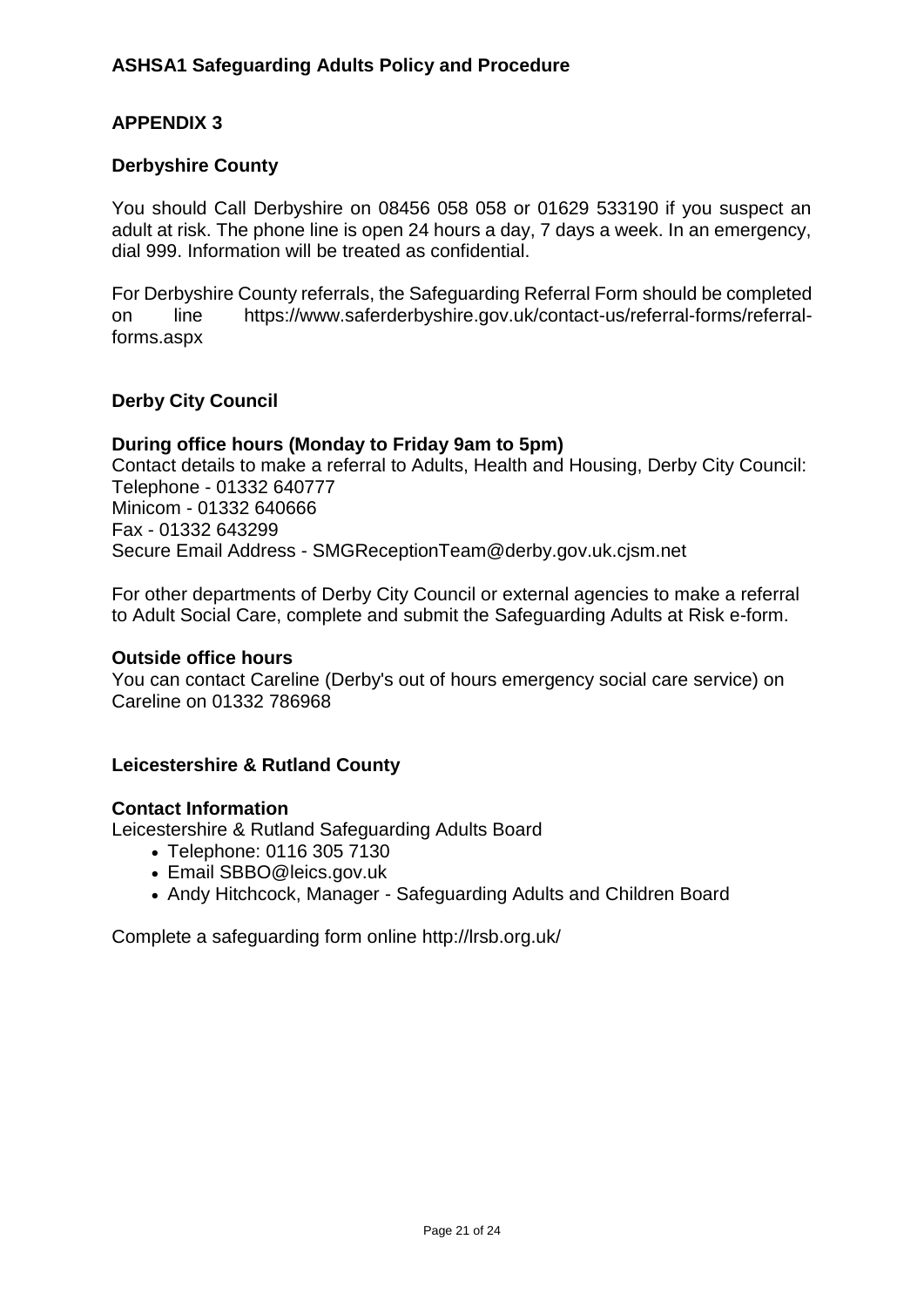## APPENDIX 3

### Derbyshire County

You should Call Derbyshire on 08456 058 058 or 01629 533190 if you suspect an adult at risk. The phone line is open 24 hours a day, 7 days a week. In an emergency, dial 999. Information will be treated as confidential.

For Derbyshire County referrals, the Safeguarding Referral Form should be completed on line https://www.saferderbyshire.gov.uk/contact-us/referral-forms/referral-forms.aspx

### Derby City Council

**During office hours (Monday to Friday 9am to 5pm)**
Contact details to make a referral to Adults, Health and Housing, Derby City Council:
Telephone - 01332 640777
Minicom - 01332 640666
Fax - 01332 643299
Secure Email Address - SMGReceptionTeam@derby.gov.uk.cjsm.net

For other departments of Derby City Council or external agencies to make a referral to Adult Social Care, complete and submit the Safeguarding Adults at Risk e-form.

**Outside office hours**
You can contact Careline (Derby's out of hours emergency social care service) on Careline on 01332 786968

### Leicestershire & Rutland County

**Contact Information**
Leicestershire & Rutland Safeguarding Adults Board

- Telephone: 0116 305 7130
- Email SBBO@leics.gov.uk
- Andy Hitchcock, Manager - Safeguarding Adults and Children Board

Complete a safeguarding form online http://lrsb.org.uk/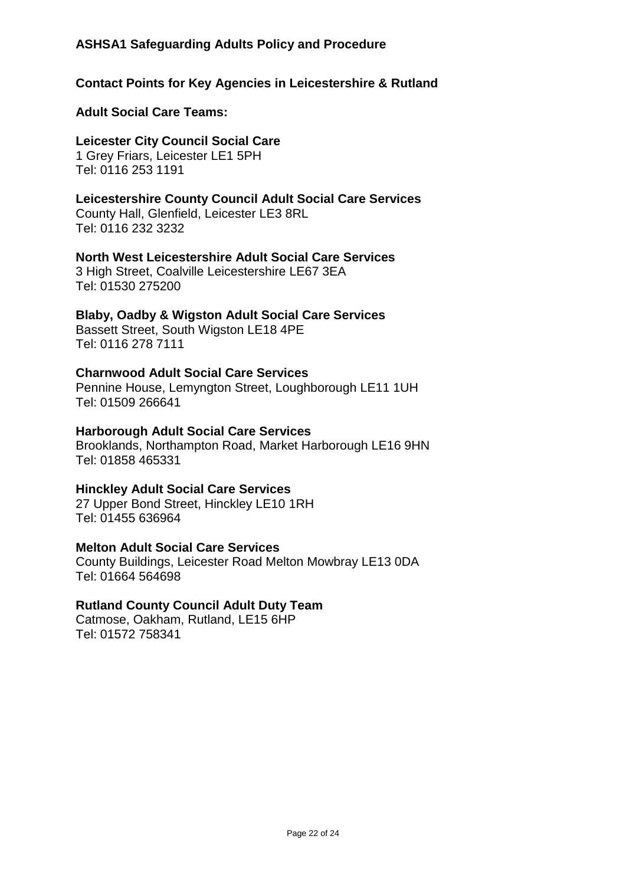## ASHSA1 Safeguarding Adults Policy and Procedure

### Contact Points for Key Agencies in Leicestershire & Rutland

### Adult Social Care Teams:

**Leicester City Council Social Care**
1 Grey Friars, Leicester LE1 5PH
Tel: 0116 253 1191

**Leicestershire County Council Adult Social Care Services**
County Hall, Glenfield, Leicester LE3 8RL
Tel: 0116 232 3232

**North West Leicestershire Adult Social Care Services**
3 High Street, Coalville Leicestershire LE67 3EA
Tel: 01530 275200

**Blaby, Oadby & Wigston Adult Social Care Services**
Bassett Street, South Wigston LE18 4PE
Tel: 0116 278 7111

**Charnwood Adult Social Care Services**
Pennine House, Lemyngton Street, Loughborough LE11 1UH
Tel: 01509 266641

**Harborough Adult Social Care Services**
Brooklands, Northampton Road, Market Harborough LE16 9HN
Tel: 01858 465331

**Hinckley Adult Social Care Services**
27 Upper Bond Street, Hinckley LE10 1RH
Tel: 01455 636964

**Melton Adult Social Care Services**
County Buildings, Leicester Road Melton Mowbray LE13 0DA
Tel: 01664 564698

**Rutland County Council Adult Duty Team**
Catmose, Oakham, Rutland, LE15 6HP
Tel: 01572 758341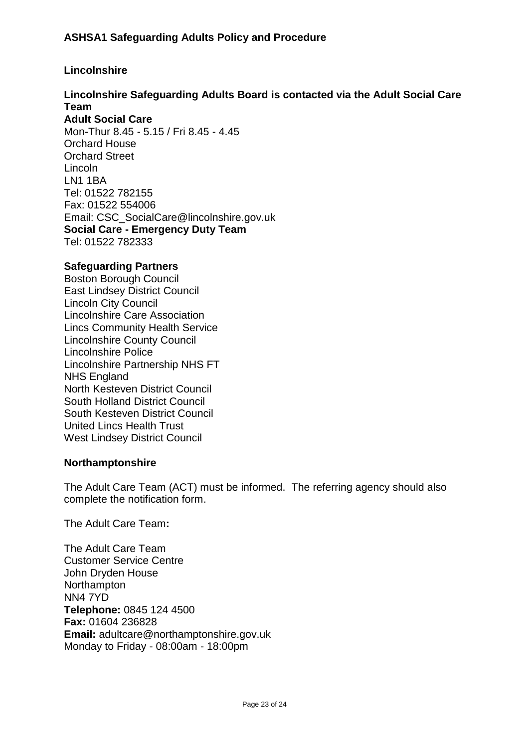### Lincolnshire

**Lincolnshire Safeguarding Adults Board is contacted via the Adult Social Care Team**

**Adult Social Care**
Mon-Thur 8.45 - 5.15 / Fri 8.45 - 4.45
Orchard House
Orchard Street
Lincoln
LN1 1BA
Tel: 01522 782155
Fax: 01522 554006
Email: CSC_SocialCare@lincolnshire.gov.uk
**Social Care - Emergency Duty Team**
Tel: 01522 782333

**Safeguarding Partners**
Boston Borough Council
East Lindsey District Council
Lincoln City Council
Lincolnshire Care Association
Lincs Community Health Service
Lincolnshire County Council
Lincolnshire Police
Lincolnshire Partnership NHS FT
NHS England
North Kesteven District Council
South Holland District Council
South Kesteven District Council
United Lincs Health Trust
West Lindsey District Council

### Northamptonshire

The Adult Care Team (ACT) must be informed. The referring agency should also complete the notification form.

The Adult Care Team**:**

The Adult Care Team
Customer Service Centre
John Dryden House
Northampton
NN4 7YD
**Telephone:** 0845 124 4500
**Fax:** 01604 236828
**Email:** adultcare@northamptonshire.gov.uk
Monday to Friday - 08:00am - 18:00pm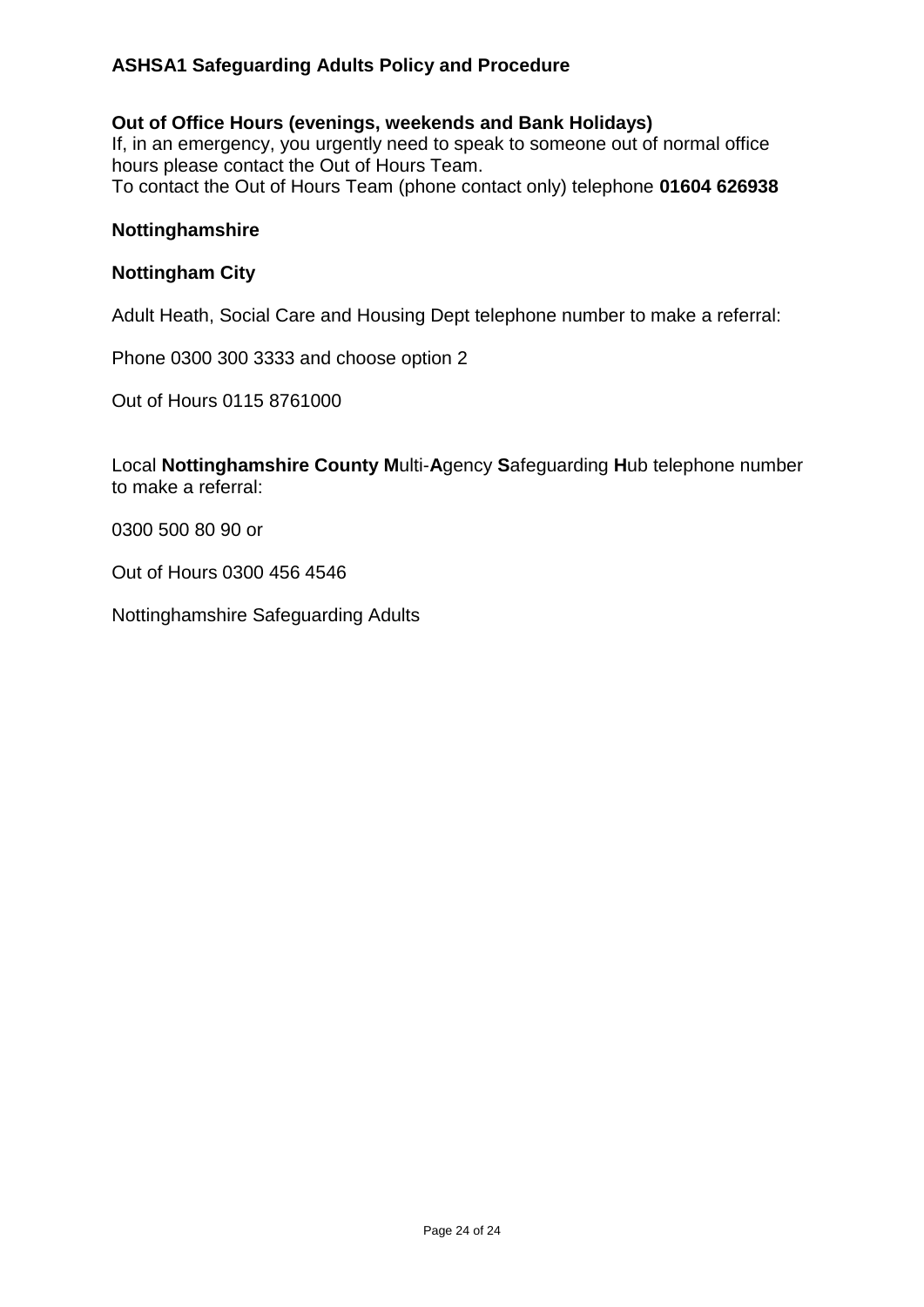**Out of Office Hours (evenings, weekends and Bank Holidays)**
If, in an emergency, you urgently need to speak to someone out of normal office hours please contact the Out of Hours Team.
To contact the Out of Hours Team (phone contact only) telephone **01604 626938**

## Nottinghamshire

### Nottingham City

Adult Heath, Social Care and Housing Dept telephone number to make a referral:

Phone 0300 300 3333 and choose option 2

Out of Hours 0115 8761000

Local **Nottinghamshire County M**ulti-**A**gency **S**afeguarding **H**ub telephone number to make a referral:

0300 500 80 90 or

Out of Hours 0300 456 4546

Nottinghamshire Safeguarding Adults